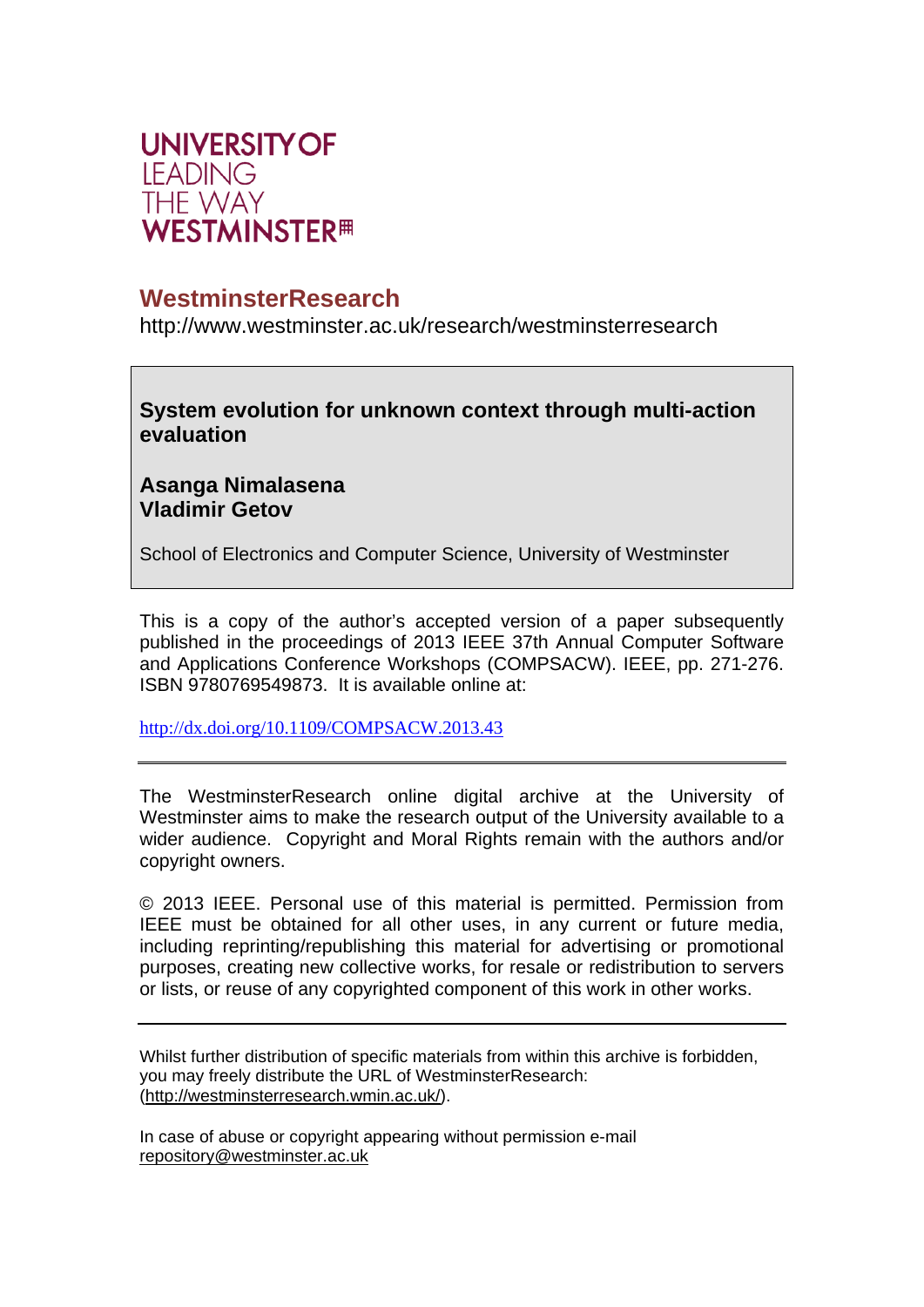UNIVERSITY OF
LEADING
THE WAY
WESTMINSTER

## WestminsterResearch

http://www.westminster.ac.uk/research/westminsterresearch

**System evolution for unknown context through multi-action evaluation**

**Asanga Nimalasena**
**Vladimir Getov**

School of Electronics and Computer Science, University of Westminster

This is a copy of the author's accepted version of a paper subsequently published in the proceedings of 2013 IEEE 37th Annual Computer Software and Applications Conference Workshops (COMPSACW). IEEE, pp. 271-276. ISBN 9780769549873. It is available online at:

http://dx.doi.org/10.1109/COMPSACW.2013.43

---

The WestminsterResearch online digital archive at the University of Westminster aims to make the research output of the University available to a wider audience. Copyright and Moral Rights remain with the authors and/or copyright owners.

© 2013 IEEE. Personal use of this material is permitted. Permission from IEEE must be obtained for all other uses, in any current or future media, including reprinting/republishing this material for advertising or promotional purposes, creating new collective works, for resale or redistribution to servers or lists, or reuse of any copyrighted component of this work in other works.

---

Whilst further distribution of specific materials from within this archive is forbidden, you may freely distribute the URL of WestminsterResearch: (http://westminsterresearch.wmin.ac.uk/).

In case of abuse or copyright appearing without permission e-mail repository@westminster.ac.uk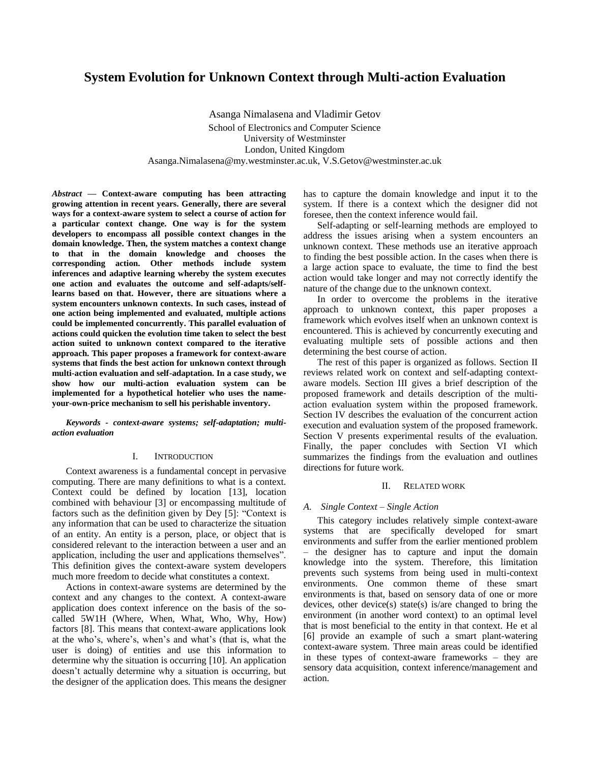# System Evolution for Unknown Context through Multi-action Evaluation

Asanga Nimalasena and Vladimir Getov

School of Electronics and Computer Science
University of Westminster
London, United Kingdom
Asanga.Nimalasena@my.westminster.ac.uk, V.S.Getov@westminster.ac.uk

***Abstract* — Context-aware computing has been attracting growing attention in recent years. Generally, there are several ways for a context-aware system to select a course of action for a particular context change. One way is for the system developers to encompass all possible context changes in the domain knowledge. Then, the system matches a context change to that in the domain knowledge and chooses the corresponding action. Other methods include system inferences and adaptive learning whereby the system executes one action and evaluates the outcome and self-adapts/self-learns based on that. However, there are situations where a system encounters unknown contexts. In such cases, instead of one action being implemented and evaluated, multiple actions could be implemented concurrently. This parallel evaluation of actions could quicken the evolution time taken to select the best action suited to unknown context compared to the iterative approach. This paper proposes a framework for context-aware systems that finds the best action for unknown context through multi-action evaluation and self-adaptation. In a case study, we show how our multi-action evaluation system can be implemented for a hypothetical hotelier who uses the name-your-own-price mechanism to sell his perishable inventory.**

***Keywords - context-aware systems; self-adaptation; multi-action evaluation***

## I. Introduction

Context awareness is a fundamental concept in pervasive computing. There are many definitions to what is a context. Context could be defined by location [13], location combined with behaviour [3] or encompassing multitude of factors such as the definition given by Dey [5]: "Context is any information that can be used to characterize the situation of an entity. An entity is a person, place, or object that is considered relevant to the interaction between a user and an application, including the user and applications themselves". This definition gives the context-aware system developers much more freedom to decide what constitutes a context.

Actions in context-aware systems are determined by the context and any changes to the context. A context-aware application does context inference on the basis of the so-called 5W1H (Where, When, What, Who, Why, How) factors [8]. This means that context-aware applications look at the who's, where's, when's and what's (that is, what the user is doing) of entities and use this information to determine why the situation is occurring [10]. An application doesn't actually determine why a situation is occurring, but the designer of the application does. This means the designer has to capture the domain knowledge and input it to the system. If there is a context which the designer did not foresee, then the context inference would fail.

Self-adapting or self-learning methods are employed to address the issues arising when a system encounters an unknown context. These methods use an iterative approach to finding the best possible action. In the cases when there is a large action space to evaluate, the time to find the best action would take longer and may not correctly identify the nature of the change due to the unknown context.

In order to overcome the problems in the iterative approach to unknown context, this paper proposes a framework which evolves itself when an unknown context is encountered. This is achieved by concurrently executing and evaluating multiple sets of possible actions and then determining the best course of action.

The rest of this paper is organized as follows. Section II reviews related work on context and self-adapting context-aware models. Section III gives a brief description of the proposed framework and details description of the multi-action evaluation system within the proposed framework. Section IV describes the evaluation of the concurrent action execution and evaluation system of the proposed framework. Section V presents experimental results of the evaluation. Finally, the paper concludes with Section VI which summarizes the findings from the evaluation and outlines directions for future work.

## II. Related work

### *A. Single Context – Single Action*

This category includes relatively simple context-aware systems that are specifically developed for smart environments and suffer from the earlier mentioned problem – the designer has to capture and input the domain knowledge into the system. Therefore, this limitation prevents such systems from being used in multi-context environments. One common theme of these smart environments is that, based on sensory data of one or more devices, other device(s) state(s) is/are changed to bring the environment (in another word context) to an optimal level that is most beneficial to the entity in that context. He et al [6] provide an example of such a smart plant-watering context-aware system. Three main areas could be identified in these types of context-aware frameworks – they are sensory data acquisition, context inference/management and action.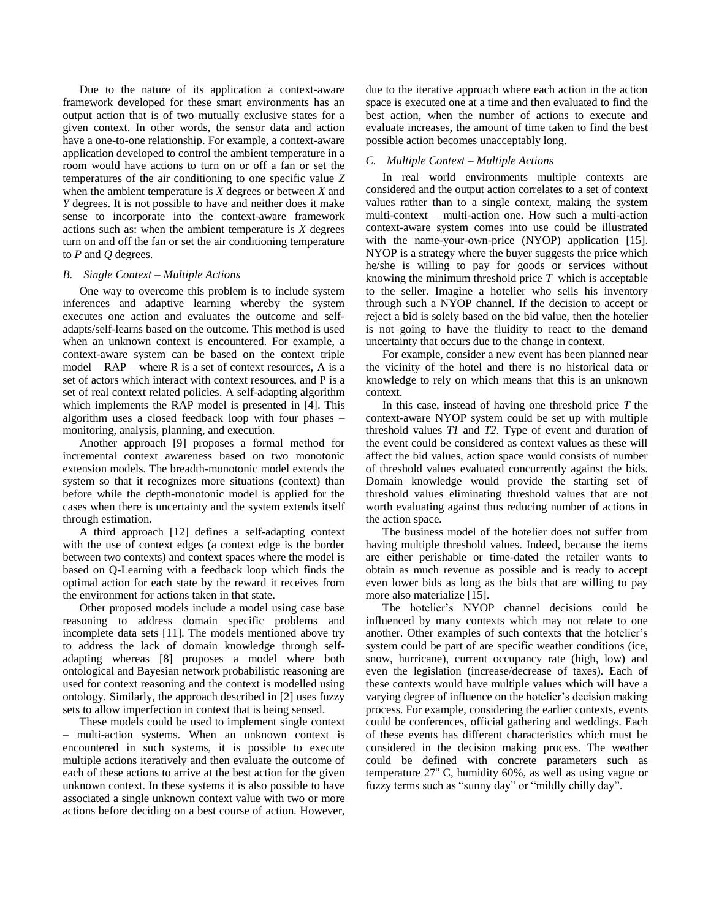Due to the nature of its application a context-aware framework developed for these smart environments has an output action that is of two mutually exclusive states for a given context. In other words, the sensor data and action have a one-to-one relationship. For example, a context-aware application developed to control the ambient temperature in a room would have actions to turn on or off a fan or set the temperatures of the air conditioning to one specific value *Z* when the ambient temperature is *X* degrees or between *X* and *Y* degrees. It is not possible to have and neither does it make sense to incorporate into the context-aware framework actions such as: when the ambient temperature is *X* degrees turn on and off the fan or set the air conditioning temperature to *P* and *Q* degrees.

### *B. Single Context – Multiple Actions*

One way to overcome this problem is to include system inferences and adaptive learning whereby the system executes one action and evaluates the outcome and self-adapts/self-learns based on the outcome. This method is used when an unknown context is encountered. For example, a context-aware system can be based on the context triple model – RAP – where R is a set of context resources, A is a set of actors which interact with context resources, and P is a set of real context related policies. A self-adapting algorithm which implements the RAP model is presented in [4]. This algorithm uses a closed feedback loop with four phases – monitoring, analysis, planning, and execution.

Another approach [9] proposes a formal method for incremental context awareness based on two monotonic extension models. The breadth-monotonic model extends the system so that it recognizes more situations (context) than before while the depth-monotonic model is applied for the cases when there is uncertainty and the system extends itself through estimation.

A third approach [12] defines a self-adapting context with the use of context edges (a context edge is the border between two contexts) and context spaces where the model is based on Q-Learning with a feedback loop which finds the optimal action for each state by the reward it receives from the environment for actions taken in that state.

Other proposed models include a model using case base reasoning to address domain specific problems and incomplete data sets [11]. The models mentioned above try to address the lack of domain knowledge through self-adapting whereas [8] proposes a model where both ontological and Bayesian network probabilistic reasoning are used for context reasoning and the context is modelled using ontology. Similarly, the approach described in [2] uses fuzzy sets to allow imperfection in context that is being sensed.

These models could be used to implement single context – multi-action systems. When an unknown context is encountered in such systems, it is possible to execute multiple actions iteratively and then evaluate the outcome of each of these actions to arrive at the best action for the given unknown context. In these systems it is also possible to have associated a single unknown context value with two or more actions before deciding on a best course of action. However, due to the iterative approach where each action in the action space is executed one at a time and then evaluated to find the best action, when the number of actions to execute and evaluate increases, the amount of time taken to find the best possible action becomes unacceptably long.

### *C. Multiple Context – Multiple Actions*

In real world environments multiple contexts are considered and the output action correlates to a set of context values rather than to a single context, making the system multi-context – multi-action one. How such a multi-action context-aware system comes into use could be illustrated with the name-your-own-price (NYOP) application [15]. NYOP is a strategy where the buyer suggests the price which he/she is willing to pay for goods or services without knowing the minimum threshold price *T* which is acceptable to the seller. Imagine a hotelier who sells his inventory through such a NYOP channel. If the decision to accept or reject a bid is solely based on the bid value, then the hotelier is not going to have the fluidity to react to the demand uncertainty that occurs due to the change in context.

For example, consider a new event has been planned near the vicinity of the hotel and there is no historical data or knowledge to rely on which means that this is an unknown context.

In this case, instead of having one threshold price *T* the context-aware NYOP system could be set up with multiple threshold values *T1* and *T2*. Type of event and duration of the event could be considered as context values as these will affect the bid values, action space would consists of number of threshold values evaluated concurrently against the bids. Domain knowledge would provide the starting set of threshold values eliminating threshold values that are not worth evaluating against thus reducing number of actions in the action space.

The business model of the hotelier does not suffer from having multiple threshold values. Indeed, because the items are either perishable or time-dated the retailer wants to obtain as much revenue as possible and is ready to accept even lower bids as long as the bids that are willing to pay more also materialize [15].

The hotelier's NYOP channel decisions could be influenced by many contexts which may not relate to one another. Other examples of such contexts that the hotelier's system could be part of are specific weather conditions (ice, snow, hurricane), current occupancy rate (high, low) and even the legislation (increase/decrease of taxes). Each of these contexts would have multiple values which will have a varying degree of influence on the hotelier's decision making process. For example, considering the earlier contexts, events could be conferences, official gathering and weddings. Each of these events has different characteristics which must be considered in the decision making process. The weather could be defined with concrete parameters such as temperature $27^{o}$ C, humidity 60%, as well as using vague or fuzzy terms such as "sunny day" or "mildly chilly day".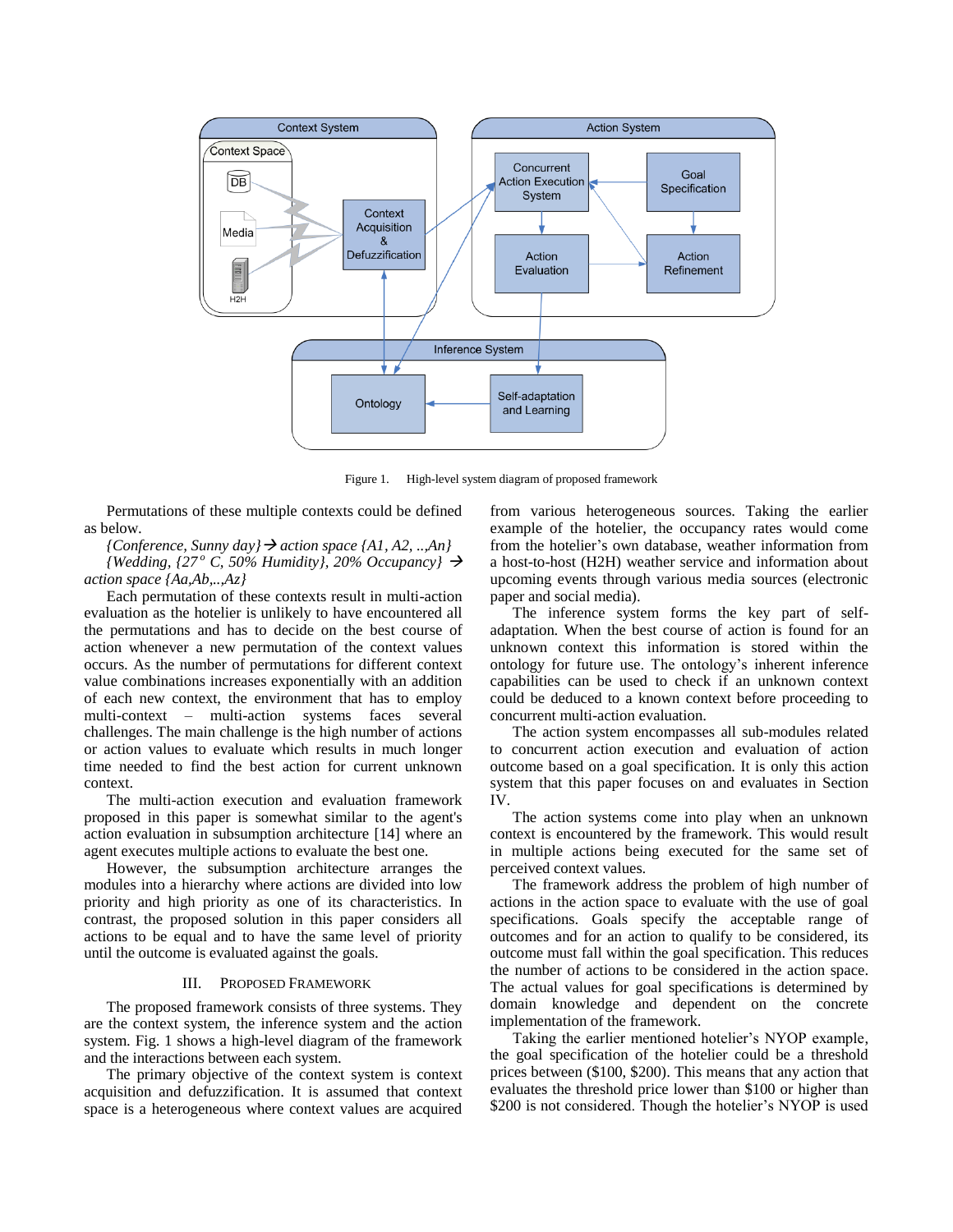Figure 1. High-level system diagram of proposed framework

Permutations of these multiple contexts could be defined as below.

*{Conference, Sunny day}*→ *action space {A1, A2, ..,An}*

*{Wedding, {27° C, 50% Humidity}, 20% Occupancy}* → *action space {Aa,Ab,..,Az}*

Each permutation of these contexts result in multi-action evaluation as the hotelier is unlikely to have encountered all the permutations and has to decide on the best course of action whenever a new permutation of the context values occurs. As the number of permutations for different context value combinations increases exponentially with an addition of each new context, the environment that has to employ multi-context – multi-action systems faces several challenges. The main challenge is the high number of actions or action values to evaluate which results in much longer time needed to find the best action for current unknown context.

The multi-action execution and evaluation framework proposed in this paper is somewhat similar to the agent's action evaluation in subsumption architecture [14] where an agent executes multiple actions to evaluate the best one.

However, the subsumption architecture arranges the modules into a hierarchy where actions are divided into low priority and high priority as one of its characteristics. In contrast, the proposed solution in this paper considers all actions to be equal and to have the same level of priority until the outcome is evaluated against the goals.

## III. PROPOSED FRAMEWORK

The proposed framework consists of three systems. They are the context system, the inference system and the action system. Fig. 1 shows a high-level diagram of the framework and the interactions between each system.

The primary objective of the context system is context acquisition and defuzzification. It is assumed that context space is a heterogeneous where context values are acquired from various heterogeneous sources. Taking the earlier example of the hotelier, the occupancy rates would come from the hotelier's own database, weather information from a host-to-host (H2H) weather service and information about upcoming events through various media sources (electronic paper and social media).

The inference system forms the key part of self-adaptation. When the best course of action is found for an unknown context this information is stored within the ontology for future use. The ontology's inherent inference capabilities can be used to check if an unknown context could be deduced to a known context before proceeding to concurrent multi-action evaluation.

The action system encompasses all sub-modules related to concurrent action execution and evaluation of action outcome based on a goal specification. It is only this action system that this paper focuses on and evaluates in Section IV.

The action systems come into play when an unknown context is encountered by the framework. This would result in multiple actions being executed for the same set of perceived context values.

The framework address the problem of high number of actions in the action space to evaluate with the use of goal specifications. Goals specify the acceptable range of outcomes and for an action to qualify to be considered, its outcome must fall within the goal specification. This reduces the number of actions to be considered in the action space. The actual values for goal specifications is determined by domain knowledge and dependent on the concrete implementation of the framework.

Taking the earlier mentioned hotelier's NYOP example, the goal specification of the hotelier could be a threshold prices between ($100, $200). This means that any action that evaluates the threshold price lower than $100 or higher than $200 is not considered. Though the hotelier's NYOP is used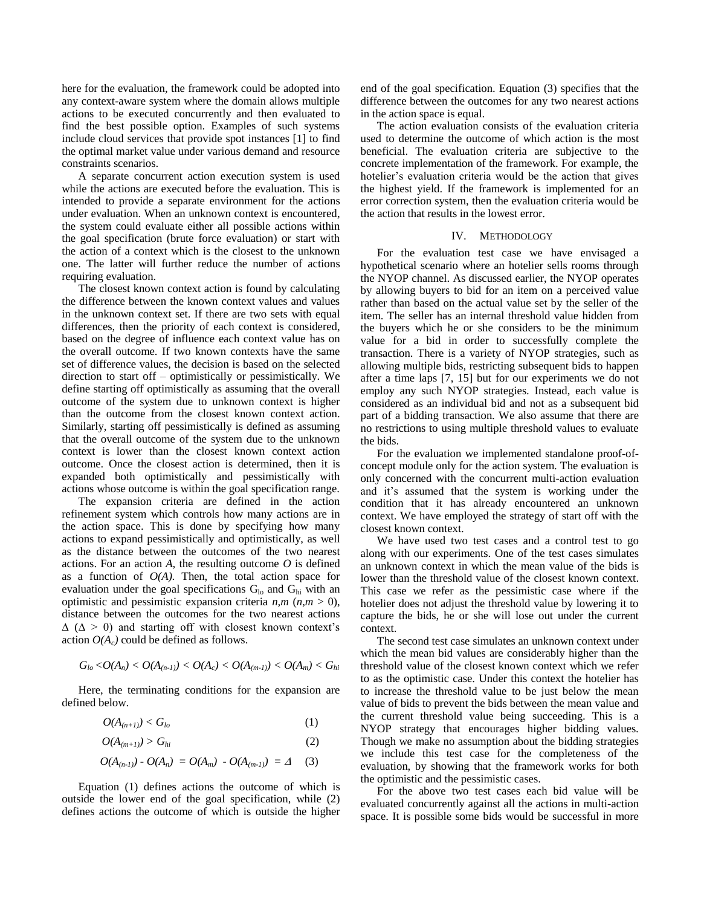here for the evaluation, the framework could be adopted into any context-aware system where the domain allows multiple actions to be executed concurrently and then evaluated to find the best possible option. Examples of such systems include cloud services that provide spot instances [1] to find the optimal market value under various demand and resource constraints scenarios.

A separate concurrent action execution system is used while the actions are executed before the evaluation. This is intended to provide a separate environment for the actions under evaluation. When an unknown context is encountered, the system could evaluate either all possible actions within the goal specification (brute force evaluation) or start with the action of a context which is the closest to the unknown one. The latter will further reduce the number of actions requiring evaluation.

The closest known context action is found by calculating the difference between the known context values and values in the unknown context set. If there are two sets with equal differences, then the priority of each context is considered, based on the degree of influence each context value has on the overall outcome. If two known contexts have the same set of difference values, the decision is based on the selected direction to start off – optimistically or pessimistically. We define starting off optimistically as assuming that the overall outcome of the system due to unknown context is higher than the outcome from the closest known context action. Similarly, starting off pessimistically is defined as assuming that the overall outcome of the system due to the unknown context is lower than the closest known context action outcome. Once the closest action is determined, then it is expanded both optimistically and pessimistically with actions whose outcome is within the goal specification range.

The expansion criteria are defined in the action refinement system which controls how many actions are in the action space. This is done by specifying how many actions to expand pessimistically and optimistically, as well as the distance between the outcomes of the two nearest actions. For an action $A$, the resulting outcome $O$ is defined as a function of $O(A)$. Then, the total action space for evaluation under the goal specifications $G_{lo}$ and $G_{hi}$ with an optimistic and pessimistic expansion criteria $n,m$ ($n,m > 0$), distance between the outcomes for the two nearest actions $\Delta$ ($\Delta > 0$) and starting off with closest known context's action $O(A_c)$ could be defined as follows.

$$G_{lo} < O(A_n) < O(A_{(n-1)}) < O(A_c) < O(A_{(m-1)}) < O(A_m) < G_{hi}$$

Here, the terminating conditions for the expansion are defined below.

$$O(A_{(n+1)}) < G_{lo} \quad (1)$$

$$O(A_{(m+1)}) > G_{hi} \quad (2)$$

$$O(A_{(n-1)}) - O(A_n) = O(A_m) - O(A_{(m-1)}) = \Delta \quad (3)$$

Equation (1) defines actions the outcome of which is outside the lower end of the goal specification, while (2) defines actions the outcome of which is outside the higher end of the goal specification. Equation (3) specifies that the difference between the outcomes for any two nearest actions in the action space is equal.

The action evaluation consists of the evaluation criteria used to determine the outcome of which action is the most beneficial. The evaluation criteria are subjective to the concrete implementation of the framework. For example, the hotelier's evaluation criteria would be the action that gives the highest yield. If the framework is implemented for an error correction system, then the evaluation criteria would be the action that results in the lowest error.

## IV. METHODOLOGY

For the evaluation test case we have envisaged a hypothetical scenario where an hotelier sells rooms through the NYOP channel. As discussed earlier, the NYOP operates by allowing buyers to bid for an item on a perceived value rather than based on the actual value set by the seller of the item. The seller has an internal threshold value hidden from the buyers which he or she considers to be the minimum value for a bid in order to successfully complete the transaction. There is a variety of NYOP strategies, such as allowing multiple bids, restricting subsequent bids to happen after a time laps [7, 15] but for our experiments we do not employ any such NYOP strategies. Instead, each value is considered as an individual bid and not as a subsequent bid part of a bidding transaction. We also assume that there are no restrictions to using multiple threshold values to evaluate the bids.

For the evaluation we implemented standalone proof-of-concept module only for the action system. The evaluation is only concerned with the concurrent multi-action evaluation and it's assumed that the system is working under the condition that it has already encountered an unknown context. We have employed the strategy of start off with the closest known context.

We have used two test cases and a control test to go along with our experiments. One of the test cases simulates an unknown context in which the mean value of the bids is lower than the threshold value of the closest known context. This case we refer as the pessimistic case where if the hotelier does not adjust the threshold value by lowering it to capture the bids, he or she will lose out under the current context.

The second test case simulates an unknown context under which the mean bid values are considerably higher than the threshold value of the closest known context which we refer to as the optimistic case. Under this context the hotelier has to increase the threshold value to be just below the mean value of bids to prevent the bids between the mean value and the current threshold value being succeeding. This is a NYOP strategy that encourages higher bidding values. Though we make no assumption about the bidding strategies we include this test case for the completeness of the evaluation, by showing that the framework works for both the optimistic and the pessimistic cases.

For the above two test cases each bid value will be evaluated concurrently against all the actions in multi-action space. It is possible some bids would be successful in more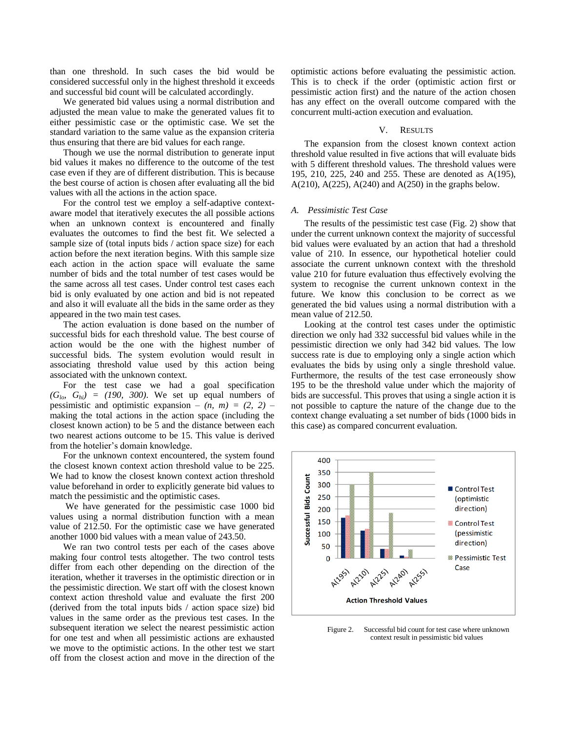than one threshold. In such cases the bid would be considered successful only in the highest threshold it exceeds and successful bid count will be calculated accordingly.

We generated bid values using a normal distribution and adjusted the mean value to make the generated values fit to either pessimistic case or the optimistic case. We set the standard variation to the same value as the expansion criteria thus ensuring that there are bid values for each range.

Though we use the normal distribution to generate input bid values it makes no difference to the outcome of the test case even if they are of different distribution. This is because the best course of action is chosen after evaluating all the bid values with all the actions in the action space.

For the control test we employ a self-adaptive context-aware model that iteratively executes the all possible actions when an unknown context is encountered and finally evaluates the outcomes to find the best fit. We selected a sample size of (total inputs bids / action space size) for each action before the next iteration begins. With this sample size each action in the action space will evaluate the same number of bids and the total number of test cases would be the same across all test cases. Under control test cases each bid is only evaluated by one action and bid is not repeated and also it will evaluate all the bids in the same order as they appeared in the two main test cases.

The action evaluation is done based on the number of successful bids for each threshold value. The best course of action would be the one with the highest number of successful bids. The system evolution would result in associating threshold value used by this action being associated with the unknown context.

For the test case we had a goal specification $(G_{lo}, G_{hi}) = (190, 300)$. We set up equal numbers of pessimistic and optimistic expansion – $(n, m) = (2, 2)$ – making the total actions in the action space (including the closest known action) to be 5 and the distance between each two nearest actions outcome to be 15. This value is derived from the hotelier's domain knowledge.

For the unknown context encountered, the system found the closest known context action threshold value to be 225. We had to know the closest known context action threshold value beforehand in order to explicitly generate bid values to match the pessimistic and the optimistic cases.

We have generated for the pessimistic case 1000 bid values using a normal distribution function with a mean value of 212.50. For the optimistic case we have generated another 1000 bid values with a mean value of 243.50.

We ran two control tests per each of the cases above making four control tests altogether. The two control tests differ from each other depending on the direction of the iteration, whether it traverses in the optimistic direction or in the pessimistic direction. We start off with the closest known context action threshold value and evaluate the first 200 (derived from the total inputs bids / action space size) bid values in the same order as the previous test cases. In the subsequent iteration we select the nearest pessimistic action for one test and when all pessimistic actions are exhausted we move to the optimistic actions. In the other test we start off from the closest action and move in the direction of the optimistic actions before evaluating the pessimistic action. This is to check if the order (optimistic action first or pessimistic action first) and the nature of the action chosen has any effect on the overall outcome compared with the concurrent multi-action execution and evaluation.

## V. Results

The expansion from the closest known context action threshold value resulted in five actions that will evaluate bids with 5 different threshold values. The threshold values were 195, 210, 225, 240 and 255. These are denoted as A(195), A(210), A(225), A(240) and A(250) in the graphs below.

### A. Pessimistic Test Case

The results of the pessimistic test case (Fig. 2) show that under the current unknown context the majority of successful bid values were evaluated by an action that had a threshold value of 210. In essence, our hypothetical hotelier could associate the current unknown context with the threshold value 210 for future evaluation thus effectively evolving the system to recognise the current unknown context in the future. We know this conclusion to be correct as we generated the bid values using a normal distribution with a mean value of 212.50.

Looking at the control test cases under the optimistic direction we only had 332 successful bid values while in the pessimistic direction we only had 342 bid values. The low success rate is due to employing only a single action which evaluates the bids by using only a single threshold value. Furthermore, the results of the test case erroneously show 195 to be the threshold value under which the majority of bids are successful. This proves that using a single action it is not possible to capture the nature of the change due to the context change evaluating a set number of bids (1000 bids in this case) as compared concurrent evaluation.

400
350
300
250
200
150
100
50
0
Successful Bids Count
A(195)
A(210)
A(225)
A(240)
A(255)
Action Threshold Values
Control Test (optimistic direction)
Control Test (pessimistic direction)
Pessimistic Test Case

Figure 2. Successful bid count for test case where unknown context result in pessimistic bid values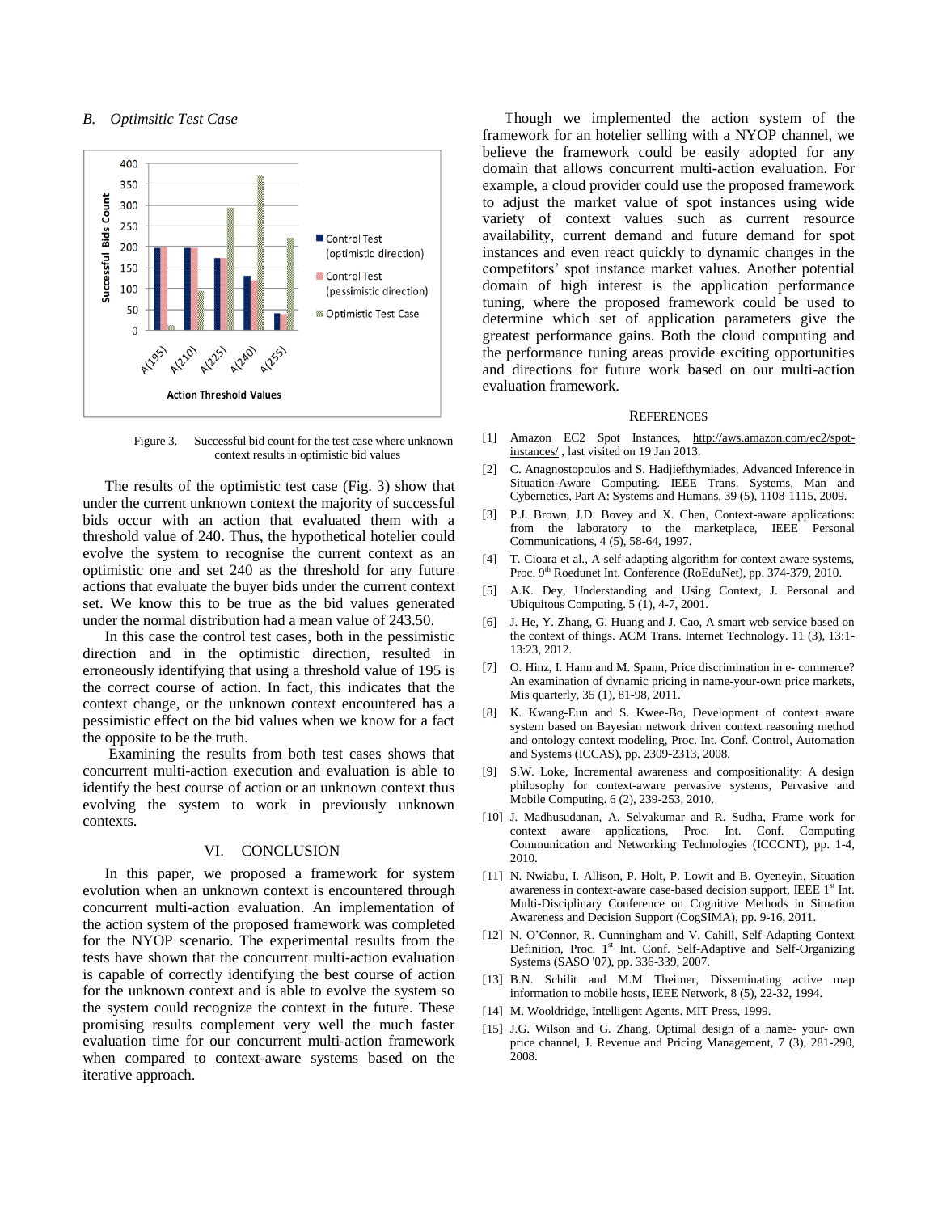### B. Optimsitic Test Case

400
350
300
250
200
150
100
50
0

Successful Bids Count

A(195) A(210) A(225) A(240) A(255)

Action Threshold Values

Control Test (optimistic direction)
Control Test (pessimistic direction)
Optimistic Test Case

Figure 3. Successful bid count for the test case where unknown context results in optimistic bid values

The results of the optimistic test case (Fig. 3) show that under the current unknown context the majority of successful bids occur with an action that evaluated them with a threshold value of 240. Thus, the hypothetical hotelier could evolve the system to recognise the current context as an optimistic one and set 240 as the threshold for any future actions that evaluate the buyer bids under the current context set. We know this to be true as the bid values generated under the normal distribution had a mean value of 243.50.

In this case the control test cases, both in the pessimistic direction and in the optimistic direction, resulted in erroneously identifying that using a threshold value of 195 is the correct course of action. In fact, this indicates that the context change, or the unknown context encountered has a pessimistic effect on the bid values when we know for a fact the opposite to be the truth.

Examining the results from both test cases shows that concurrent multi-action execution and evaluation is able to identify the best course of action or an unknown context thus evolving the system to work in previously unknown contexts.

## VI. CONCLUSION

In this paper, we proposed a framework for system evolution when an unknown context is encountered through concurrent multi-action evaluation. An implementation of the action system of the proposed framework was completed for the NYOP scenario. The experimental results from the tests have shown that the concurrent multi-action evaluation is capable of correctly identifying the best course of action for the unknown context and is able to evolve the system so the system could recognize the context in the future. These promising results complement very well the much faster evaluation time for our concurrent multi-action framework when compared to context-aware systems based on the iterative approach.

Though we implemented the action system of the framework for an hotelier selling with a NYOP channel, we believe the framework could be easily adopted for any domain that allows concurrent multi-action evaluation. For example, a cloud provider could use the proposed framework to adjust the market value of spot instances using wide variety of context values such as current resource availability, current demand and future demand for spot instances and even react quickly to dynamic changes in the competitors' spot instance market values. Another potential domain of high interest is the application performance tuning, where the proposed framework could be used to determine which set of application parameters give the greatest performance gains. Both the cloud computing and the performance tuning areas provide exciting opportunities and directions for future work based on our multi-action evaluation framework.

## REFERENCES

[1] Amazon EC2 Spot Instances, http://aws.amazon.com/ec2/spot-instances/ , last visited on 19 Jan 2013.

[2] C. Anagnostopoulos and S. Hadjiefthymiades, Advanced Inference in Situation-Aware Computing. IEEE Trans. Systems, Man and Cybernetics, Part A: Systems and Humans, 39 (5), 1108-1115, 2009.

[3] P.J. Brown, J.D. Bovey and X. Chen, Context-aware applications: from the laboratory to the marketplace, IEEE Personal Communications, 4 (5), 58-64, 1997.

[4] T. Cioara et al., A self-adapting algorithm for context aware systems, Proc. 9th Roedunet Int. Conference (RoEduNet), pp. 374-379, 2010.

[5] A.K. Dey, Understanding and Using Context, J. Personal and Ubiquitous Computing. 5 (1), 4-7, 2001.

[6] J. He, Y. Zhang, G. Huang and J. Cao, A smart web service based on the context of things. ACM Trans. Internet Technology. 11 (3), 13:1-13:23, 2012.

[7] O. Hinz, I. Hann and M. Spann, Price discrimination in e- commerce? An examination of dynamic pricing in name-your-own price markets, Mis quarterly, 35 (1), 81-98, 2011.

[8] K. Kwang-Eun and S. Kwee-Bo, Development of context aware system based on Bayesian network driven context reasoning method and ontology context modeling, Proc. Int. Conf. Control, Automation and Systems (ICCAS), pp. 2309-2313, 2008.

[9] S.W. Loke, Incremental awareness and compositionality: A design philosophy for context-aware pervasive systems, Pervasive and Mobile Computing. 6 (2), 239-253, 2010.

[10] J. Madhusudanan, A. Selvakumar and R. Sudha, Frame work for context aware applications, Proc. Int. Conf. Computing Communication and Networking Technologies (ICCCNT), pp. 1-4, 2010.

[11] N. Nwiabu, I. Allison, P. Holt, P. Lowit and B. Oyeneyin, Situation awareness in context-aware case-based decision support, IEEE 1st Int. Multi-Disciplinary Conference on Cognitive Methods in Situation Awareness and Decision Support (CogSIMA), pp. 9-16, 2011.

[12] N. O'Connor, R. Cunningham and V. Cahill, Self-Adapting Context Definition, Proc. 1st Int. Conf. Self-Adaptive and Self-Organizing Systems (SASO '07), pp. 336-339, 2007.

[13] B.N. Schilit and M.M Theimer, Disseminating active map information to mobile hosts, IEEE Network, 8 (5), 22-32, 1994.

[14] M. Wooldridge, Intelligent Agents. MIT Press, 1999.

[15] J.G. Wilson and G. Zhang, Optimal design of a name- your- own price channel, J. Revenue and Pricing Management, 7 (3), 281-290, 2008.